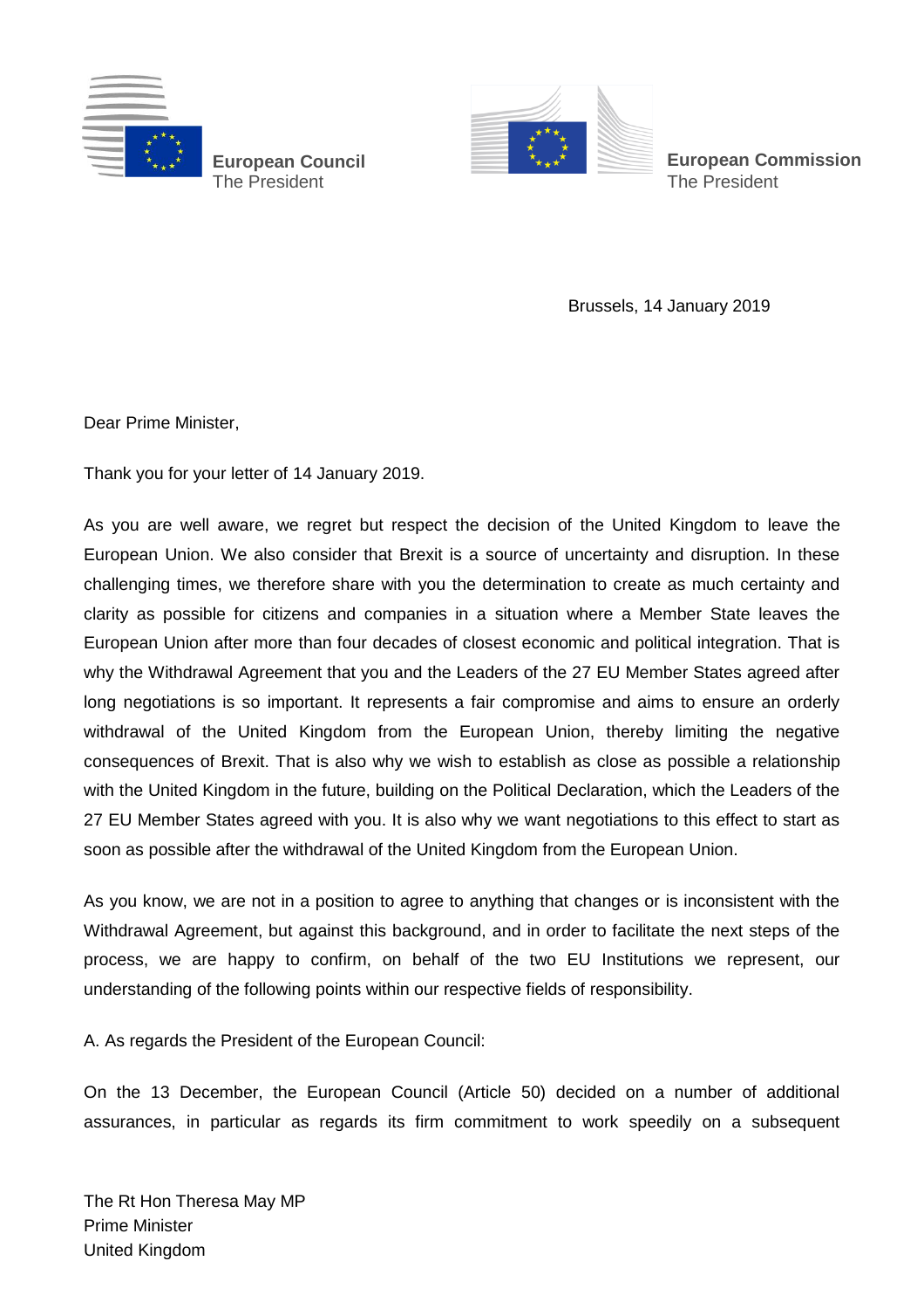**European Council**
The President

**European Commission**
The President

Brussels, 14 January 2019

Dear Prime Minister,

Thank you for your letter of 14 January 2019.

As you are well aware, we regret but respect the decision of the United Kingdom to leave the European Union. We also consider that Brexit is a source of uncertainty and disruption. In these challenging times, we therefore share with you the determination to create as much certainty and clarity as possible for citizens and companies in a situation where a Member State leaves the European Union after more than four decades of closest economic and political integration. That is why the Withdrawal Agreement that you and the Leaders of the 27 EU Member States agreed after long negotiations is so important. It represents a fair compromise and aims to ensure an orderly withdrawal of the United Kingdom from the European Union, thereby limiting the negative consequences of Brexit. That is also why we wish to establish as close as possible a relationship with the United Kingdom in the future, building on the Political Declaration, which the Leaders of the 27 EU Member States agreed with you. It is also why we want negotiations to this effect to start as soon as possible after the withdrawal of the United Kingdom from the European Union.

As you know, we are not in a position to agree to anything that changes or is inconsistent with the Withdrawal Agreement, but against this background, and in order to facilitate the next steps of the process, we are happy to confirm, on behalf of the two EU Institutions we represent, our understanding of the following points within our respective fields of responsibility.

A. As regards the President of the European Council:

On the 13 December, the European Council (Article 50) decided on a number of additional assurances, in particular as regards its firm commitment to work speedily on a subsequent

The Rt Hon Theresa May MP
Prime Minister
United Kingdom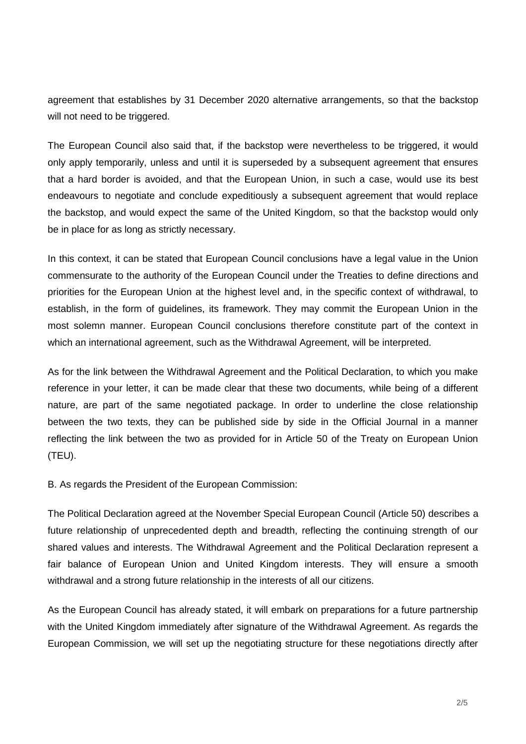agreement that establishes by 31 December 2020 alternative arrangements, so that the backstop will not need to be triggered.

The European Council also said that, if the backstop were nevertheless to be triggered, it would only apply temporarily, unless and until it is superseded by a subsequent agreement that ensures that a hard border is avoided, and that the European Union, in such a case, would use its best endeavours to negotiate and conclude expeditiously a subsequent agreement that would replace the backstop, and would expect the same of the United Kingdom, so that the backstop would only be in place for as long as strictly necessary.

In this context, it can be stated that European Council conclusions have a legal value in the Union commensurate to the authority of the European Council under the Treaties to define directions and priorities for the European Union at the highest level and, in the specific context of withdrawal, to establish, in the form of guidelines, its framework. They may commit the European Union in the most solemn manner. European Council conclusions therefore constitute part of the context in which an international agreement, such as the Withdrawal Agreement, will be interpreted.

As for the link between the Withdrawal Agreement and the Political Declaration, to which you make reference in your letter, it can be made clear that these two documents, while being of a different nature, are part of the same negotiated package. In order to underline the close relationship between the two texts, they can be published side by side in the Official Journal in a manner reflecting the link between the two as provided for in Article 50 of the Treaty on European Union (TEU).

B. As regards the President of the European Commission:

The Political Declaration agreed at the November Special European Council (Article 50) describes a future relationship of unprecedented depth and breadth, reflecting the continuing strength of our shared values and interests. The Withdrawal Agreement and the Political Declaration represent a fair balance of European Union and United Kingdom interests. They will ensure a smooth withdrawal and a strong future relationship in the interests of all our citizens.

As the European Council has already stated, it will embark on preparations for a future partnership with the United Kingdom immediately after signature of the Withdrawal Agreement. As regards the European Commission, we will set up the negotiating structure for these negotiations directly after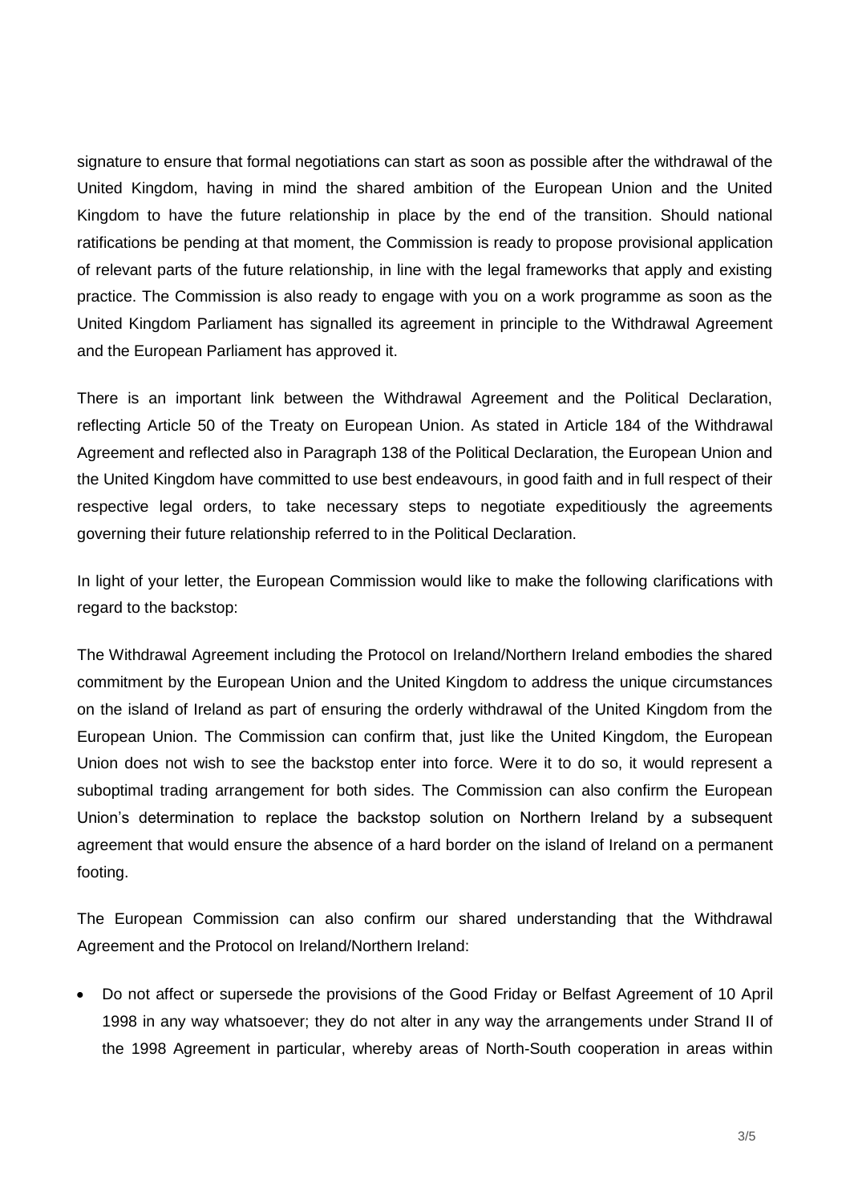signature to ensure that formal negotiations can start as soon as possible after the withdrawal of the United Kingdom, having in mind the shared ambition of the European Union and the United Kingdom to have the future relationship in place by the end of the transition. Should national ratifications be pending at that moment, the Commission is ready to propose provisional application of relevant parts of the future relationship, in line with the legal frameworks that apply and existing practice. The Commission is also ready to engage with you on a work programme as soon as the United Kingdom Parliament has signalled its agreement in principle to the Withdrawal Agreement and the European Parliament has approved it.

There is an important link between the Withdrawal Agreement and the Political Declaration, reflecting Article 50 of the Treaty on European Union. As stated in Article 184 of the Withdrawal Agreement and reflected also in Paragraph 138 of the Political Declaration, the European Union and the United Kingdom have committed to use best endeavours, in good faith and in full respect of their respective legal orders, to take necessary steps to negotiate expeditiously the agreements governing their future relationship referred to in the Political Declaration.

In light of your letter, the European Commission would like to make the following clarifications with regard to the backstop:

The Withdrawal Agreement including the Protocol on Ireland/Northern Ireland embodies the shared commitment by the European Union and the United Kingdom to address the unique circumstances on the island of Ireland as part of ensuring the orderly withdrawal of the United Kingdom from the European Union. The Commission can confirm that, just like the United Kingdom, the European Union does not wish to see the backstop enter into force. Were it to do so, it would represent a suboptimal trading arrangement for both sides. The Commission can also confirm the European Union's determination to replace the backstop solution on Northern Ireland by a subsequent agreement that would ensure the absence of a hard border on the island of Ireland on a permanent footing.

The European Commission can also confirm our shared understanding that the Withdrawal Agreement and the Protocol on Ireland/Northern Ireland:

- Do not affect or supersede the provisions of the Good Friday or Belfast Agreement of 10 April 1998 in any way whatsoever; they do not alter in any way the arrangements under Strand II of the 1998 Agreement in particular, whereby areas of North-South cooperation in areas within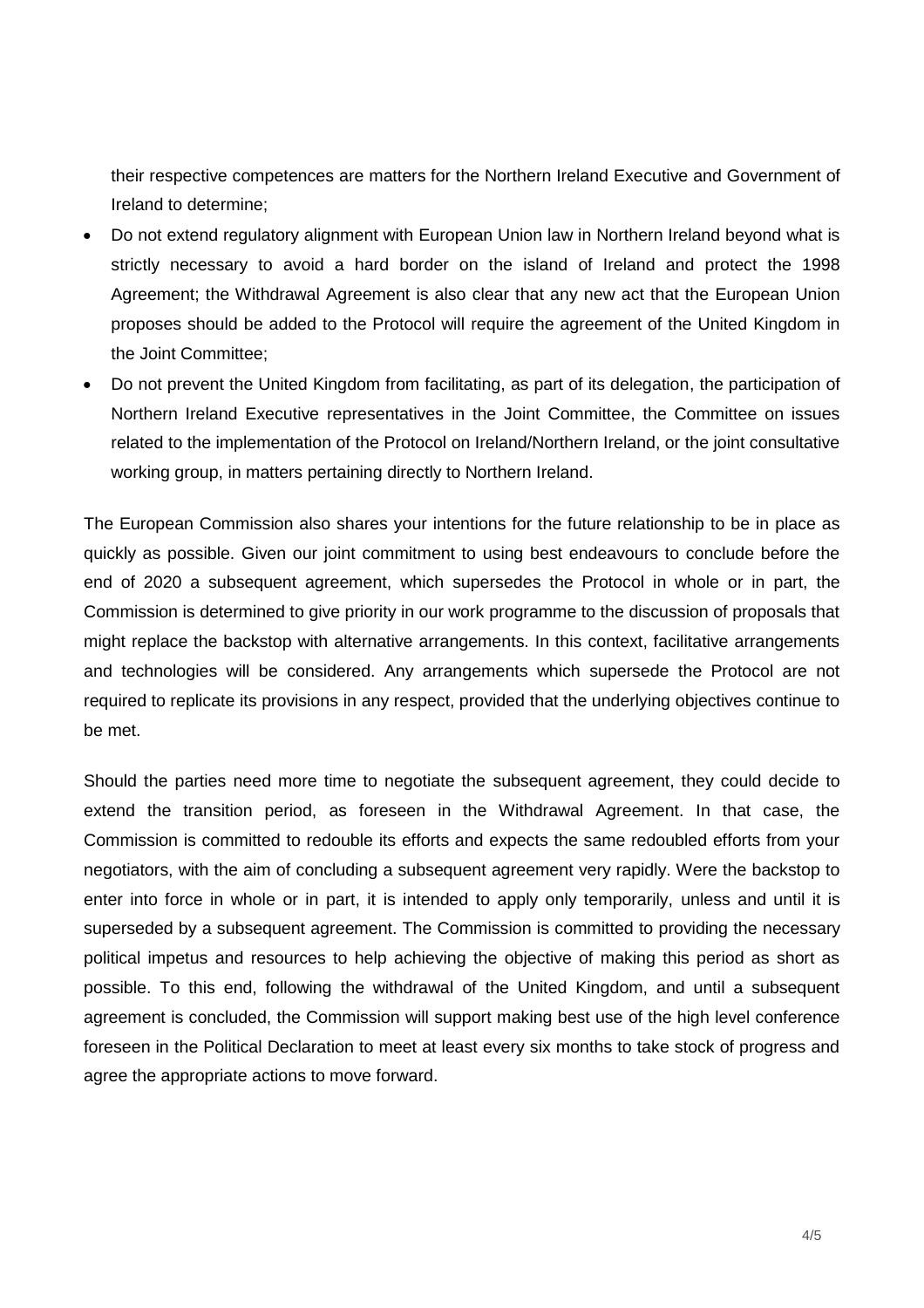their respective competences are matters for the Northern Ireland Executive and Government of Ireland to determine;

- Do not extend regulatory alignment with European Union law in Northern Ireland beyond what is strictly necessary to avoid a hard border on the island of Ireland and protect the 1998 Agreement; the Withdrawal Agreement is also clear that any new act that the European Union proposes should be added to the Protocol will require the agreement of the United Kingdom in the Joint Committee;
- Do not prevent the United Kingdom from facilitating, as part of its delegation, the participation of Northern Ireland Executive representatives in the Joint Committee, the Committee on issues related to the implementation of the Protocol on Ireland/Northern Ireland, or the joint consultative working group, in matters pertaining directly to Northern Ireland.

The European Commission also shares your intentions for the future relationship to be in place as quickly as possible. Given our joint commitment to using best endeavours to conclude before the end of 2020 a subsequent agreement, which supersedes the Protocol in whole or in part, the Commission is determined to give priority in our work programme to the discussion of proposals that might replace the backstop with alternative arrangements. In this context, facilitative arrangements and technologies will be considered. Any arrangements which supersede the Protocol are not required to replicate its provisions in any respect, provided that the underlying objectives continue to be met.

Should the parties need more time to negotiate the subsequent agreement, they could decide to extend the transition period, as foreseen in the Withdrawal Agreement. In that case, the Commission is committed to redouble its efforts and expects the same redoubled efforts from your negotiators, with the aim of concluding a subsequent agreement very rapidly. Were the backstop to enter into force in whole or in part, it is intended to apply only temporarily, unless and until it is superseded by a subsequent agreement. The Commission is committed to providing the necessary political impetus and resources to help achieving the objective of making this period as short as possible. To this end, following the withdrawal of the United Kingdom, and until a subsequent agreement is concluded, the Commission will support making best use of the high level conference foreseen in the Political Declaration to meet at least every six months to take stock of progress and agree the appropriate actions to move forward.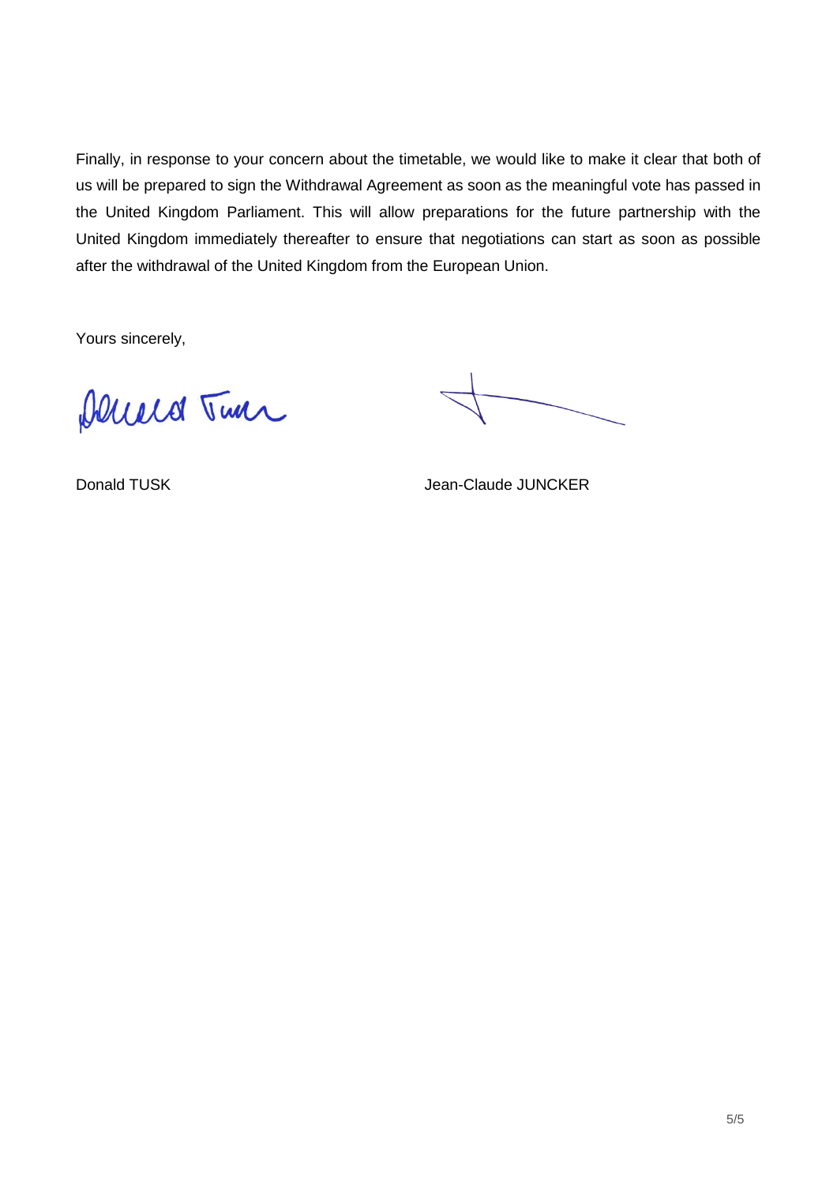Finally, in response to your concern about the timetable, we would like to make it clear that both of us will be prepared to sign the Withdrawal Agreement as soon as the meaningful vote has passed in the United Kingdom Parliament. This will allow preparations for the future partnership with the United Kingdom immediately thereafter to ensure that negotiations can start as soon as possible after the withdrawal of the United Kingdom from the European Union.

Yours sincerely,

Donald TUSK

Jean-Claude JUNCKER